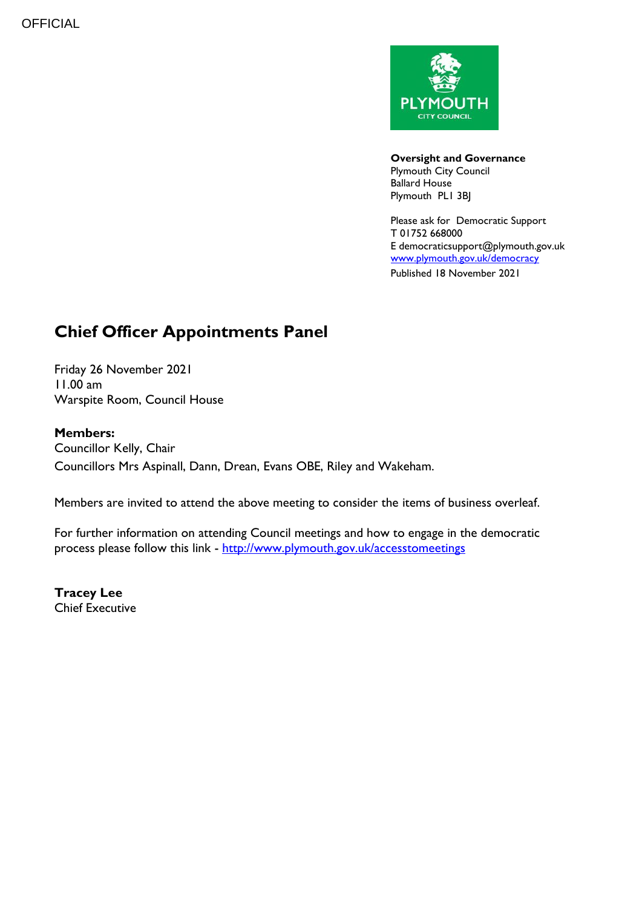OFFICIAL

**Oversight and Governance**
Plymouth City Council
Ballard House
Plymouth PL1 3BJ

Please ask for Democratic Support
T 01752 668000
E democraticsupport@plymouth.gov.uk
www.plymouth.gov.uk/democracy
Published 18 November 2021

# Chief Officer Appointments Panel

Friday 26 November 2021
11.00 am
Warspite Room, Council House

**Members:**
Councillor Kelly, Chair
Councillors Mrs Aspinall, Dann, Drean, Evans OBE, Riley and Wakeham.

Members are invited to attend the above meeting to consider the items of business overleaf.

For further information on attending Council meetings and how to engage in the democratic process please follow this link - http://www.plymouth.gov.uk/accesstomeetings

**Tracey Lee**
Chief Executive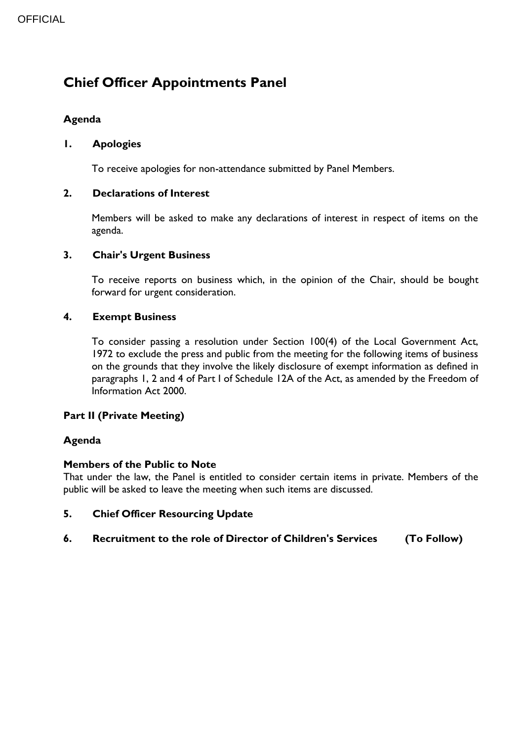# Chief Officer Appointments Panel

**Agenda**

**1. Apologies**

To receive apologies for non-attendance submitted by Panel Members.

**2. Declarations of Interest**

Members will be asked to make any declarations of interest in respect of items on the agenda.

**3. Chair's Urgent Business**

To receive reports on business which, in the opinion of the Chair, should be bought forward for urgent consideration.

**4. Exempt Business**

To consider passing a resolution under Section 100(4) of the Local Government Act, 1972 to exclude the press and public from the meeting for the following items of business on the grounds that they involve the likely disclosure of exempt information as defined in paragraphs 1, 2 and 4 of Part I of Schedule 12A of the Act, as amended by the Freedom of Information Act 2000.

**Part II (Private Meeting)**

**Agenda**

**Members of the Public to Note**
That under the law, the Panel is entitled to consider certain items in private. Members of the public will be asked to leave the meeting when such items are discussed.

**5. Chief Officer Resourcing Update**

**6. Recruitment to the role of Director of Children's Services (To Follow)**